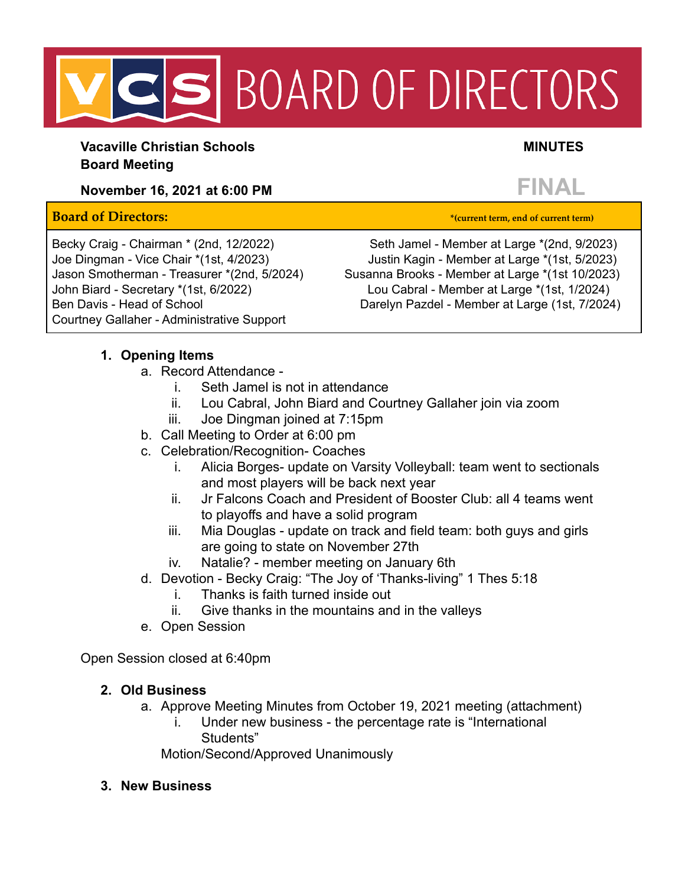# VCS BOARD OF DIRECTORS

**Vacaville Christian Schools**
**Board Meeting**

**MINUTES**

**FINAL**

**November 16, 2021 at 6:00 PM**

| **Board of Directors:** | ***(current term, end of current term)** |
|---|---|
| Becky Craig - Chairman * (2nd, 12/2022) | Seth Jamel - Member at Large *(2nd, 9/2023) |
| Joe Dingman - Vice Chair *(1st, 4/2023) | Justin Kagin - Member at Large *(1st, 5/2023) |
| Jason Smotherman - Treasurer *(2nd, 5/2024) | Susanna Brooks - Member at Large *(1st 10/2023) |
| John Biard - Secretary *(1st, 6/2022) | Lou Cabral - Member at Large *(1st, 1/2024) |
| Ben Davis - Head of School | Darelyn Pazdel - Member at Large (1st, 7/2024) |
| Courtney Gallaher - Administrative Support | |

1. **Opening Items**
   a. Record Attendance -
      i. Seth Jamel is not in attendance
      ii. Lou Cabral, John Biard and Courtney Gallaher join via zoom
      iii. Joe Dingman joined at 7:15pm
   b. Call Meeting to Order at 6:00 pm
   c. Celebration/Recognition- Coaches
      i. Alicia Borges- update on Varsity Volleyball: team went to sectionals and most players will be back next year
      ii. Jr Falcons Coach and President of Booster Club: all 4 teams went to playoffs and have a solid program
      iii. Mia Douglas - update on track and field team: both guys and girls are going to state on November 27th
      iv. Natalie? - member meeting on January 6th
   d. Devotion - Becky Craig: "The Joy of 'Thanks-living" 1 Thes 5:18
      i. Thanks is faith turned inside out
      ii. Give thanks in the mountains and in the valleys
   e. Open Session

Open Session closed at 6:40pm

2. **Old Business**
   a. Approve Meeting Minutes from October 19, 2021 meeting (attachment)
      i. Under new business - the percentage rate is "International Students"

   Motion/Second/Approved Unanimously

3. **New Business**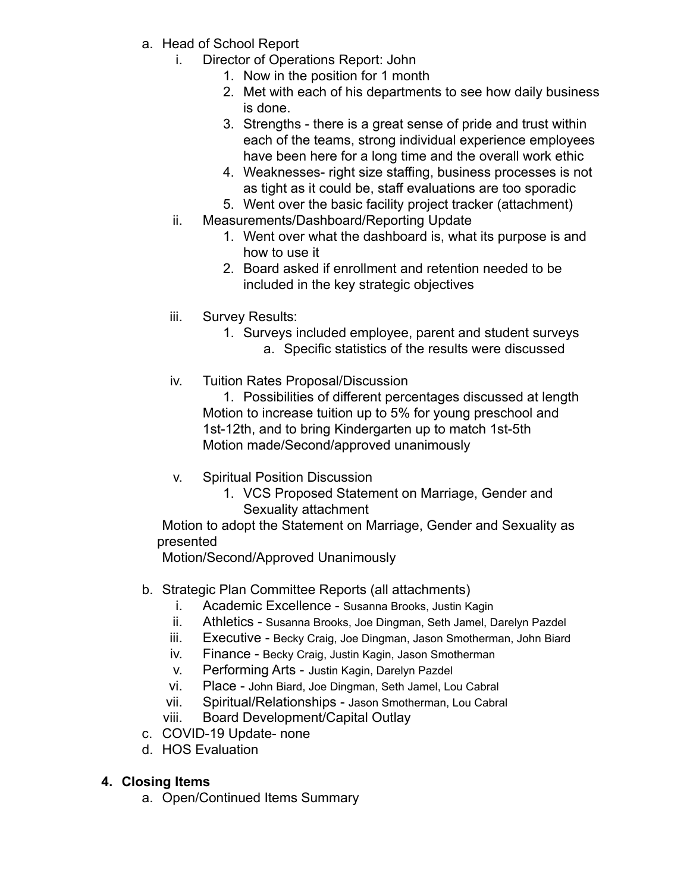a. Head of School Report
    i. Director of Operations Report: John
        1. Now in the position for 1 month
        2. Met with each of his departments to see how daily business is done.
        3. Strengths - there is a great sense of pride and trust within each of the teams, strong individual experience employees have been here for a long time and the overall work ethic
        4. Weaknesses- right size staffing, business processes is not as tight as it could be, staff evaluations are too sporadic
        5. Went over the basic facility project tracker (attachment)
    ii. Measurements/Dashboard/Reporting Update
        1. Went over what the dashboard is, what its purpose is and how to use it
        2. Board asked if enrollment and retention needed to be included in the key strategic objectives
    iii. Survey Results:
        1. Surveys included employee, parent and student surveys
            a. Specific statistics of the results were discussed
    iv. Tuition Rates Proposal/Discussion
        1. Possibilities of different percentages discussed at length

        Motion to increase tuition up to 5% for young preschool and 1st-12th, and to bring Kindergarten up to match 1st-5th

        Motion made/Second/approved unanimously
    v. Spiritual Position Discussion
        1. VCS Proposed Statement on Marriage, Gender and Sexuality attachment

    Motion to adopt the Statement on Marriage, Gender and Sexuality as presented

    Motion/Second/Approved Unanimously

b. Strategic Plan Committee Reports (all attachments)
    i. Academic Excellence - Susanna Brooks, Justin Kagin
    ii. Athletics - Susanna Brooks, Joe Dingman, Seth Jamel, Darelyn Pazdel
    iii. Executive - Becky Craig, Joe Dingman, Jason Smotherman, John Biard
    iv. Finance - Becky Craig, Justin Kagin, Jason Smotherman
    v. Performing Arts - Justin Kagin, Darelyn Pazdel
    vi. Place - John Biard, Joe Dingman, Seth Jamel, Lou Cabral
    vii. Spiritual/Relationships - Jason Smotherman, Lou Cabral
    viii. Board Development/Capital Outlay
c. COVID-19 Update- none
d. HOS Evaluation

**4. Closing Items**

a. Open/Continued Items Summary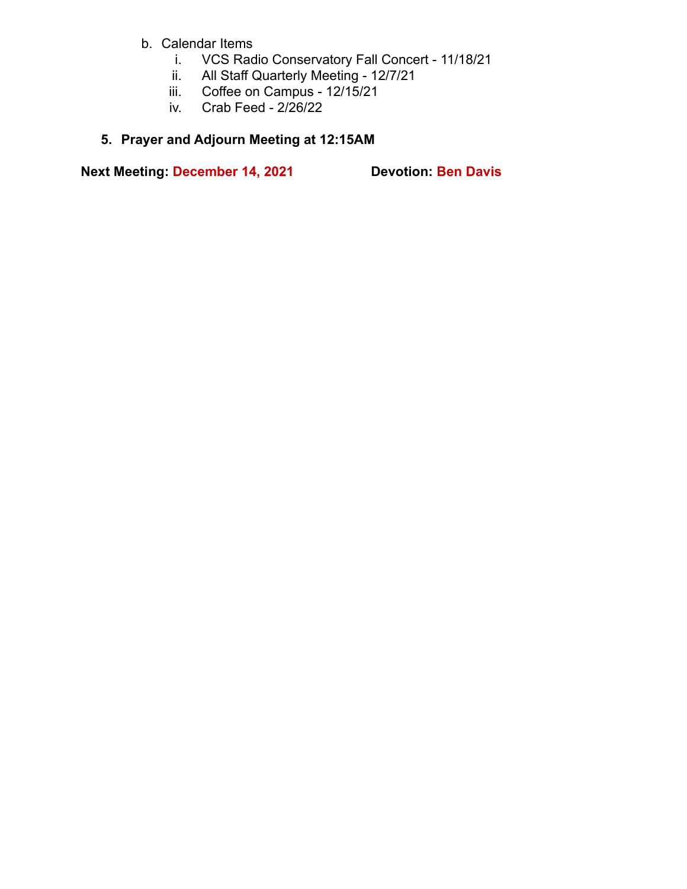b. Calendar Items
   i. VCS Radio Conservatory Fall Concert - 11/18/21
   ii. All Staff Quarterly Meeting - 12/7/21
   iii. Coffee on Campus - 12/15/21
   iv. Crab Feed - 2/26/22

5. **Prayer and Adjourn Meeting at 12:15AM**

**Next Meeting: December 14, 2021** **Devotion: Ben Davis**